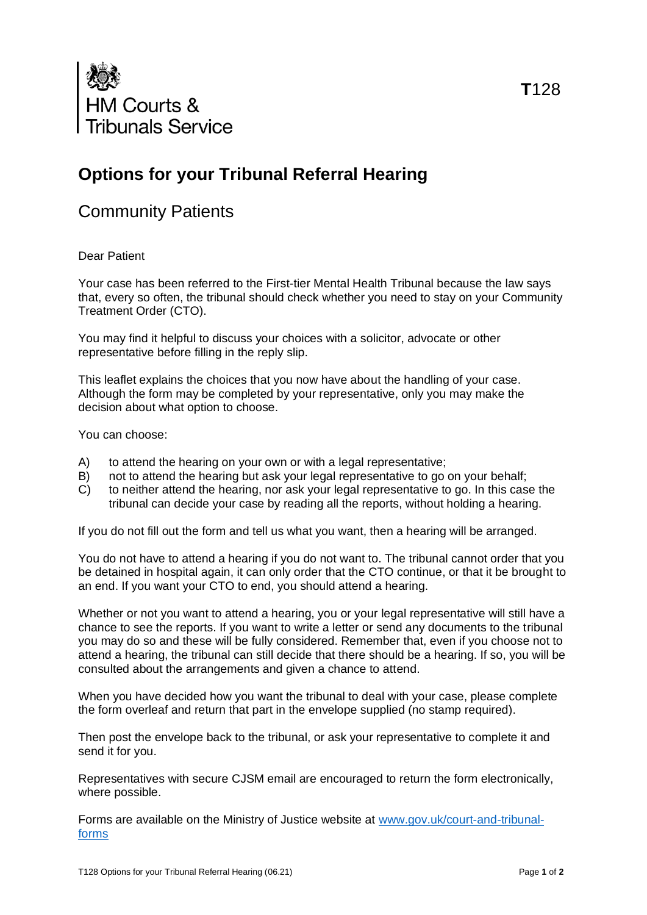HM Courts & Tribunals Service

**T**128

# Options for your Tribunal Referral Hearing

## Community Patients

Dear Patient

Your case has been referred to the First-tier Mental Health Tribunal because the law says that, every so often, the tribunal should check whether you need to stay on your Community Treatment Order (CTO).

You may find it helpful to discuss your choices with a solicitor, advocate or other representative before filling in the reply slip.

This leaflet explains the choices that you now have about the handling of your case. Although the form may be completed by your representative, only you may make the decision about what option to choose.

You can choose:

A) to attend the hearing on your own or with a legal representative;
B) not to attend the hearing but ask your legal representative to go on your behalf;
C) to neither attend the hearing, nor ask your legal representative to go. In this case the tribunal can decide your case by reading all the reports, without holding a hearing.

If you do not fill out the form and tell us what you want, then a hearing will be arranged.

You do not have to attend a hearing if you do not want to. The tribunal cannot order that you be detained in hospital again, it can only order that the CTO continue, or that it be brought to an end. If you want your CTO to end, you should attend a hearing.

Whether or not you want to attend a hearing, you or your legal representative will still have a chance to see the reports. If you want to write a letter or send any documents to the tribunal you may do so and these will be fully considered. Remember that, even if you choose not to attend a hearing, the tribunal can still decide that there should be a hearing. If so, you will be consulted about the arrangements and given a chance to attend.

When you have decided how you want the tribunal to deal with your case, please complete the form overleaf and return that part in the envelope supplied (no stamp required).

Then post the envelope back to the tribunal, or ask your representative to complete it and send it for you.

Representatives with secure CJSM email are encouraged to return the form electronically, where possible.

Forms are available on the Ministry of Justice website at [www.gov.uk/court-and-tribunal-forms](www.gov.uk/court-and-tribunal-forms)

T128 Options for your Tribunal Referral Hearing (06.21)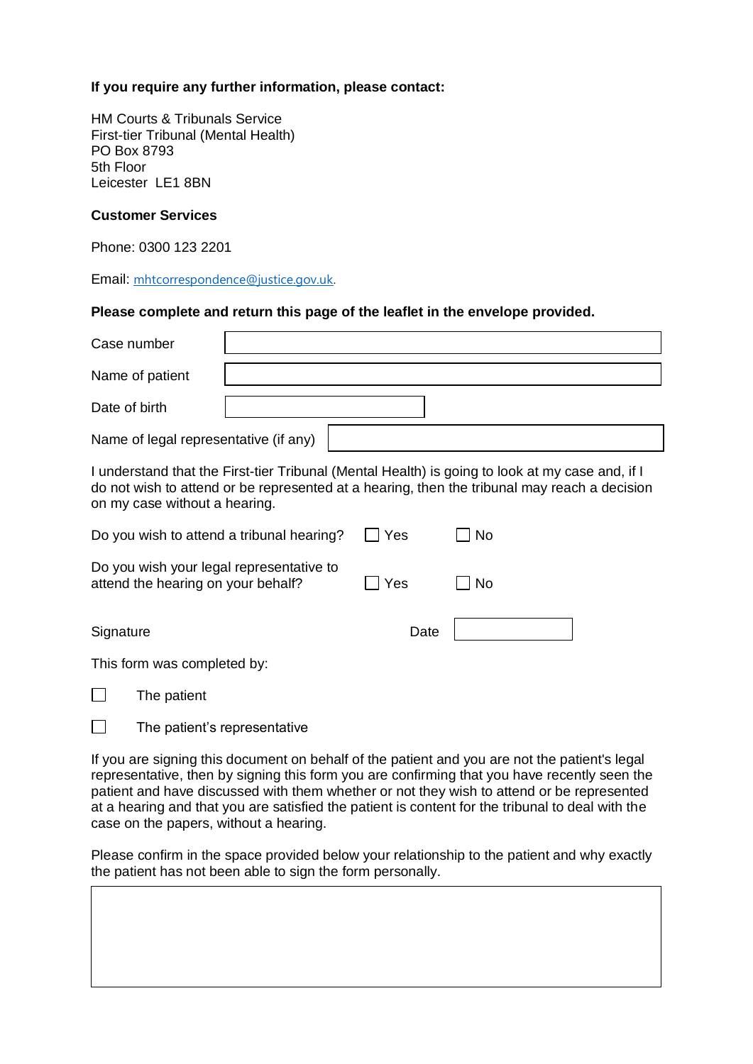**If you require any further information, please contact:**

HM Courts & Tribunals Service
First-tier Tribunal (Mental Health)
PO Box 8793
5th Floor
Leicester LE1 8BN

**Customer Services**

Phone: 0300 123 2201

Email: mhtcorrespondence@justice.gov.uk.

**Please complete and return this page of the leaflet in the envelope provided.**

| | |
|---|---|
| Case number | |
| Name of patient | |
| Date of birth | |
| Name of legal representative (if any) | |

I understand that the First-tier Tribunal (Mental Health) is going to look at my case and, if I do not wish to attend or be represented at a hearing, then the tribunal may reach a decision on my case without a hearing.

| | | |
|---|---|---|
| Do you wish to attend a tribunal hearing? | ☐ Yes | ☐ No |
| Do you wish your legal representative to attend the hearing on your behalf? | ☐ Yes | ☐ No |

Signature                                        Date

This form was completed by:

☐ The patient

☐ The patient's representative

If you are signing this document on behalf of the patient and you are not the patient's legal representative, then by signing this form you are confirming that you have recently seen the patient and have discussed with them whether or not they wish to attend or be represented at a hearing and that you are satisfied the patient is content for the tribunal to deal with the case on the papers, without a hearing.

Please confirm in the space provided below your relationship to the patient and why exactly the patient has not been able to sign the form personally.